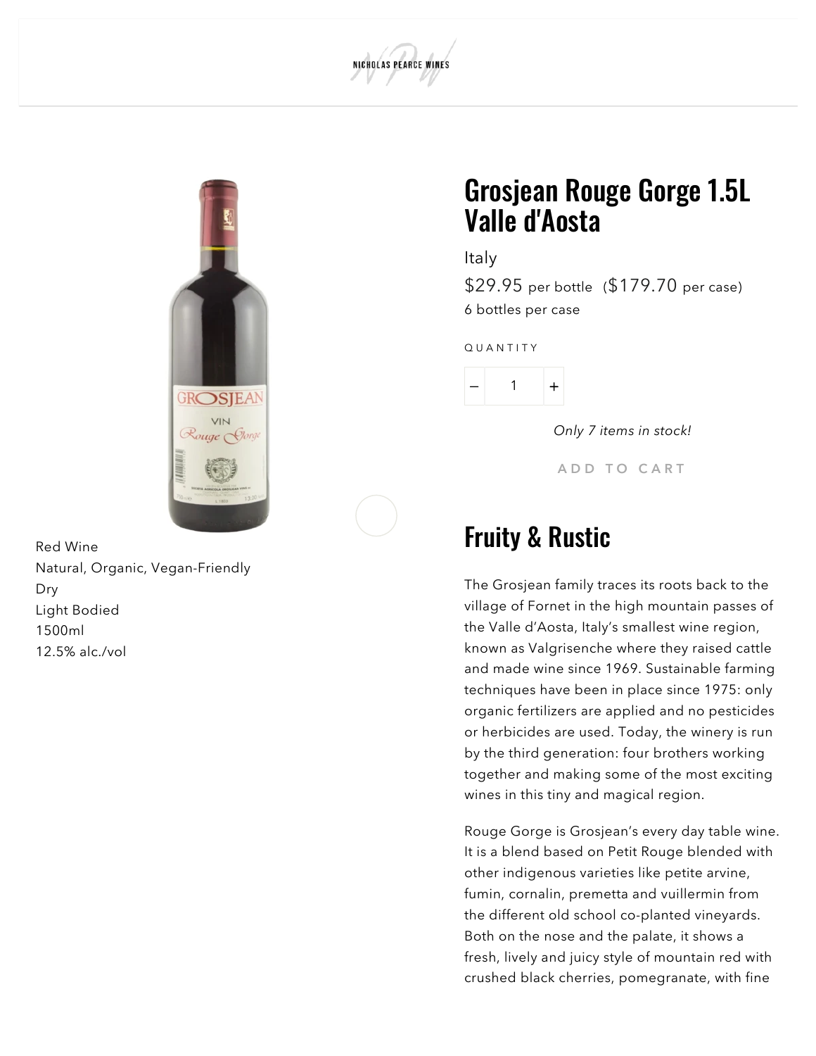NICHOLAS PEARCE WINES

# Grosjean Rouge Gorge 1.5L Valle d'Aosta

Italy

$29.95 per bottle ($179.70 per case)

6 bottles per case

QUANTITY

1

*Only 7 items in stock!*

ADD TO CART

Red Wine
Natural, Organic, Vegan-Friendly
Dry
Light Bodied
1500ml
12.5% alc./vol

## Fruity & Rustic

The Grosjean family traces its roots back to the village of Fornet in the high mountain passes of the Valle d'Aosta, Italy's smallest wine region, known as Valgrisenche where they raised cattle and made wine since 1969. Sustainable farming techniques have been in place since 1975: only organic fertilizers are applied and no pesticides or herbicides are used. Today, the winery is run by the third generation: four brothers working together and making some of the most exciting wines in this tiny and magical region.

Rouge Gorge is Grosjean's every day table wine. It is a blend based on Petit Rouge blended with other indigenous varieties like petite arvine, fumin, cornalin, premetta and vuillermin from the different old school co-planted vineyards. Both on the nose and the palate, it shows a fresh, lively and juicy style of mountain red with crushed black cherries, pomegranate, with fine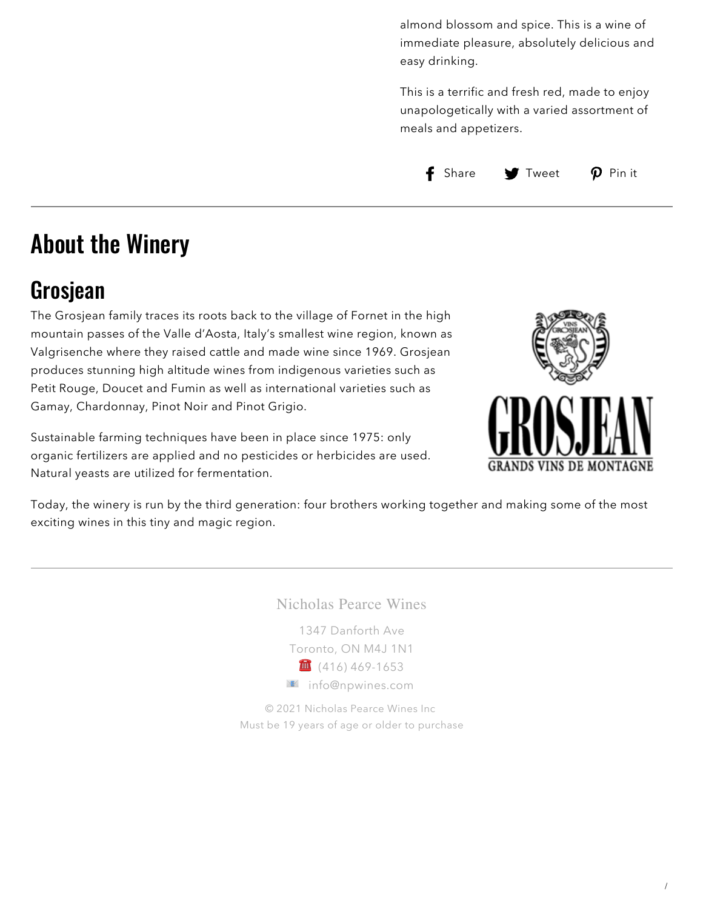almond blossom and spice. This is a wine of immediate pleasure, absolutely delicious and easy drinking.

This is a terrific and fresh red, made to enjoy unapologetically with a varied assortment of meals and appetizers.

Share Tweet Pin it

# About the Winery

## Grosjean

The Grosjean family traces its roots back to the village of Fornet in the high mountain passes of the Valle d'Aosta, Italy's smallest wine region, known as Valgrisenche where they raised cattle and made wine since 1969. Grosjean produces stunning high altitude wines from indigenous varieties such as Petit Rouge, Doucet and Fumin as well as international varieties such as Gamay, Chardonnay, Pinot Noir and Pinot Grigio.

Sustainable farming techniques have been in place since 1975: only organic fertilizers are applied and no pesticides or herbicides are used. Natural yeasts are utilized for fermentation.

Today, the winery is run by the third generation: four brothers working together and making some of the most exciting wines in this tiny and magic region.

Nicholas Pearce Wines

1347 Danforth Ave
Toronto, ON M4J 1N1
(416) 469-1653
info@npwines.com

© 2021 Nicholas Pearce Wines Inc
Must be 19 years of age or older to purchase